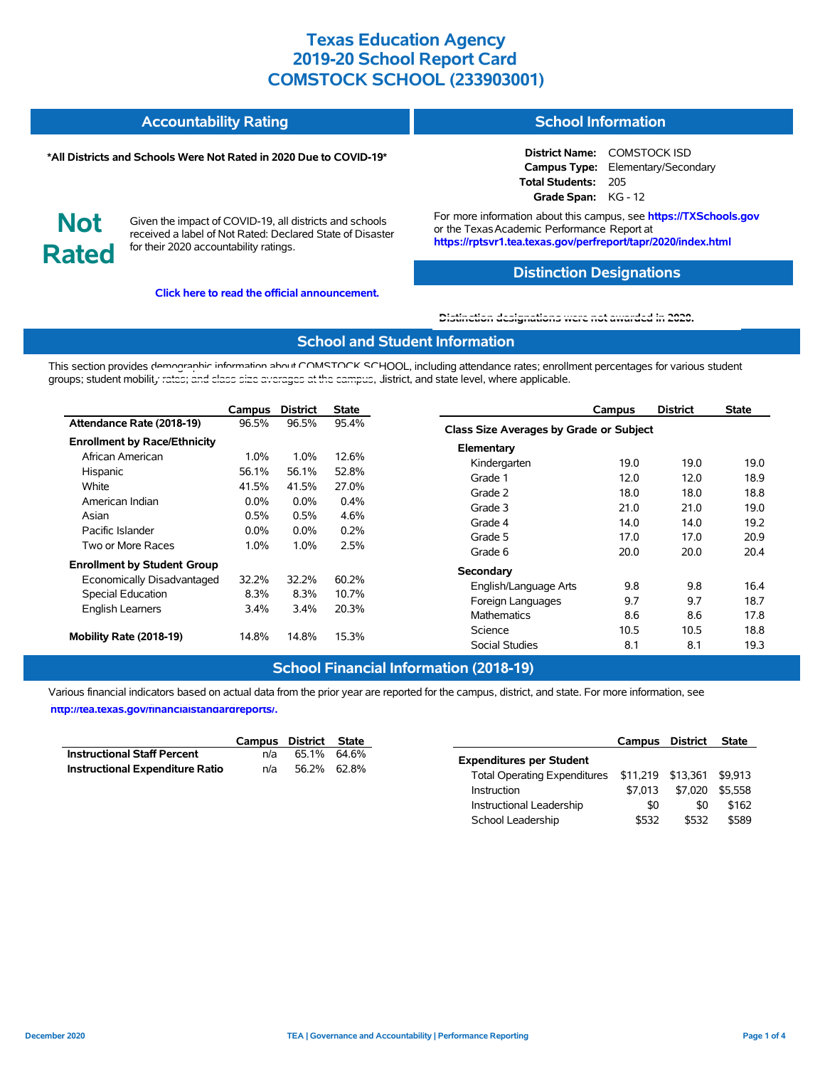# Texas Education Agency
# 2019-20 School Report Card
# COMSTOCK SCHOOL (233903001)

## Accountability Rating

**\*All Districts and Schools Were Not Rated in 2020 Due to COVID-19\***

**Not Rated**

Given the impact of COVID-19, all districts and schools received a label of Not Rated: Declared State of Disaster for their 2020 accountability ratings.

**Click here to read the official announcement.**

## School Information

**District Name:** COMSTOCK ISD
**Campus Type:** Elementary/Secondary
**Total Students:** 205
**Grade Span:** KG - 12

For more information about this campus, see **https://TXSchools.gov** or the Texas Academic Performance Report at **https://rptsvr1.tea.texas.gov/perfreport/tapr/2020/index.html**

## Distinction Designations

Distinction designations were not awarded in 2020.

## School and Student Information

This section provides demographic information about COMSTOCK SCHOOL, including attendance rates; enrollment percentages for various student groups; student mobility rates; and class size averages at the campus, district, and state level, where applicable.

| | Campus | District | State |
|---|---|---|---|
| **Attendance Rate (2018-19)** | 96.5% | 96.5% | 95.4% |
| **Enrollment by Race/Ethnicity** | | | |
| African American | 1.0% | 1.0% | 12.6% |
| Hispanic | 56.1% | 56.1% | 52.8% |
| White | 41.5% | 41.5% | 27.0% |
| American Indian | 0.0% | 0.0% | 0.4% |
| Asian | 0.5% | 0.5% | 4.6% |
| Pacific Islander | 0.0% | 0.0% | 0.2% |
| Two or More Races | 1.0% | 1.0% | 2.5% |
| **Enrollment by Student Group** | | | |
| Economically Disadvantaged | 32.2% | 32.2% | 60.2% |
| Special Education | 8.3% | 8.3% | 10.7% |
| English Learners | 3.4% | 3.4% | 20.3% |
| **Mobility Rate (2018-19)** | 14.8% | 14.8% | 15.3% |

| | Campus | District | State |
|---|---|---|---|
| **Class Size Averages by Grade or Subject** | | | |
| **Elementary** | | | |
| Kindergarten | 19.0 | 19.0 | 19.0 |
| Grade 1 | 12.0 | 12.0 | 18.9 |
| Grade 2 | 18.0 | 18.0 | 18.8 |
| Grade 3 | 21.0 | 21.0 | 19.0 |
| Grade 4 | 14.0 | 14.0 | 19.2 |
| Grade 5 | 17.0 | 17.0 | 20.9 |
| Grade 6 | 20.0 | 20.0 | 20.4 |
| **Secondary** | | | |
| English/Language Arts | 9.8 | 9.8 | 16.4 |
| Foreign Languages | 9.7 | 9.7 | 18.7 |
| Mathematics | 8.6 | 8.6 | 17.8 |
| Science | 10.5 | 10.5 | 18.8 |
| Social Studies | 8.1 | 8.1 | 19.3 |

## School Financial Information (2018-19)

Various financial indicators based on actual data from the prior year are reported for the campus, district, and state. For more information, see **http://tea.texas.gov/financialstandardreports/.**

| | Campus | District | State |
|---|---|---|---|
| **Instructional Staff Percent** | n/a | 65.1% | 64.6% |
| **Instructional Expenditure Ratio** | n/a | 56.2% | 62.8% |

| | Campus | District | State |
|---|---|---|---|
| **Expenditures per Student** | | | |
| Total Operating Expenditures | $11,219 | $13,361 | $9,913 |
| Instruction | $7,013 | $7,020 | $5,558 |
| Instructional Leadership | $0 | $0 | $162 |
| School Leadership | $532 | $532 | $589 |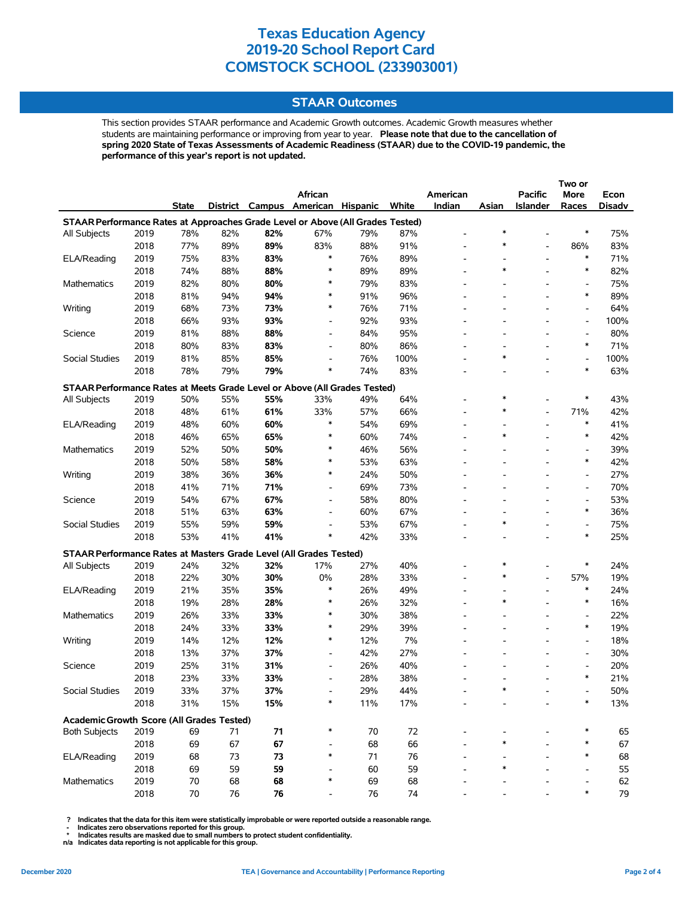# Texas Education Agency
# 2019-20 School Report Card
# COMSTOCK SCHOOL (233903001)

## STAAR Outcomes

This section provides STAAR performance and Academic Growth outcomes. Academic Growth measures whether students are maintaining performance or improving from year to year. **Please note that due to the cancellation of spring 2020 State of Texas Assessments of Academic Readiness (STAAR) due to the COVID-19 pandemic, the performance of this year's report is not updated.**

| | | State | District | Campus | African American | Hispanic | White | American Indian | Asian | Pacific Islander | Two or More Races | Econ Disadv |
|---|---|---|---|---|---|---|---|---|---|---|---|---|
| **STAAR Performance Rates at Approaches Grade Level or Above (All Grades Tested)** | | | | | | | | | | | | |
| All Subjects | 2019 | 78% | 82% | **82%** | 67% | 79% | 87% | - | * | - | * | 75% |
| | 2018 | 77% | 89% | **89%** | 83% | 88% | 91% | - | * | - | 86% | 83% |
| ELA/Reading | 2019 | 75% | 83% | **83%** | * | 76% | 89% | - | - | - | * | 71% |
| | 2018 | 74% | 88% | **88%** | * | 89% | 89% | - | * | - | * | 82% |
| Mathematics | 2019 | 82% | 80% | **80%** | * | 79% | 83% | - | - | - | - | 75% |
| | 2018 | 81% | 94% | **94%** | * | 91% | 96% | - | - | - | * | 89% |
| Writing | 2019 | 68% | 73% | **73%** | * | 76% | 71% | - | - | - | - | 64% |
| | 2018 | 66% | 93% | **93%** | - | 92% | 93% | - | - | - | - | 100% |
| Science | 2019 | 81% | 88% | **88%** | - | 84% | 95% | - | - | - | - | 80% |
| | 2018 | 80% | 83% | **83%** | - | 80% | 86% | - | - | - | * | 71% |
| Social Studies | 2019 | 81% | 85% | **85%** | - | 76% | 100% | - | * | - | - | 100% |
| | 2018 | 78% | 79% | **79%** | * | 74% | 83% | - | - | - | * | 63% |
| **STAAR Performance Rates at Meets Grade Level or Above (All Grades Tested)** | | | | | | | | | | | | |
| All Subjects | 2019 | 50% | 55% | **55%** | 33% | 49% | 64% | - | * | - | * | 43% |
| | 2018 | 48% | 61% | **61%** | 33% | 57% | 66% | - | * | - | 71% | 42% |
| ELA/Reading | 2019 | 48% | 60% | **60%** | * | 54% | 69% | - | - | - | * | 41% |
| | 2018 | 46% | 65% | **65%** | * | 60% | 74% | - | * | - | * | 42% |
| Mathematics | 2019 | 52% | 50% | **50%** | * | 46% | 56% | - | - | - | - | 39% |
| | 2018 | 50% | 58% | **58%** | * | 53% | 63% | - | - | - | * | 42% |
| Writing | 2019 | 38% | 36% | **36%** | * | 24% | 50% | - | - | - | - | 27% |
| | 2018 | 41% | 71% | **71%** | - | 69% | 73% | - | - | - | - | 70% |
| Science | 2019 | 54% | 67% | **67%** | - | 58% | 80% | - | - | - | - | 53% |
| | 2018 | 51% | 63% | **63%** | - | 60% | 67% | - | - | - | * | 36% |
| Social Studies | 2019 | 55% | 59% | **59%** | - | 53% | 67% | - | * | - | - | 75% |
| | 2018 | 53% | 41% | **41%** | * | 42% | 33% | - | - | - | * | 25% |
| **STAAR Performance Rates at Masters Grade Level (All Grades Tested)** | | | | | | | | | | | | |
| All Subjects | 2019 | 24% | 32% | **32%** | 17% | 27% | 40% | - | * | - | * | 24% |
| | 2018 | 22% | 30% | **30%** | 0% | 28% | 33% | - | * | - | 57% | 19% |
| ELA/Reading | 2019 | 21% | 35% | **35%** | * | 26% | 49% | - | - | - | * | 24% |
| | 2018 | 19% | 28% | **28%** | * | 26% | 32% | - | * | - | * | 16% |
| Mathematics | 2019 | 26% | 33% | **33%** | * | 30% | 38% | - | - | - | - | 22% |
| | 2018 | 24% | 33% | **33%** | * | 29% | 39% | - | - | - | * | 19% |
| Writing | 2019 | 14% | 12% | **12%** | * | 12% | 7% | - | - | - | - | 18% |
| | 2018 | 13% | 37% | **37%** | - | 42% | 27% | - | - | - | - | 30% |
| Science | 2019 | 25% | 31% | **31%** | - | 26% | 40% | - | - | - | - | 20% |
| | 2018 | 23% | 33% | **33%** | - | 28% | 38% | - | - | - | * | 21% |
| Social Studies | 2019 | 33% | 37% | **37%** | - | 29% | 44% | - | * | - | - | 50% |
| | 2018 | 31% | 15% | **15%** | * | 11% | 17% | - | - | - | * | 13% |
| **Academic Growth Score (All Grades Tested)** | | | | | | | | | | | | |
| Both Subjects | 2019 | 69 | 71 | **71** | * | 70 | 72 | - | - | - | * | 65 |
| | 2018 | 69 | 67 | **67** | - | 68 | 66 | - | * | - | * | 67 |
| ELA/Reading | 2019 | 68 | 73 | **73** | * | 71 | 76 | - | - | - | * | 68 |
| | 2018 | 69 | 59 | **59** | - | 60 | 59 | - | * | - | - | 55 |
| Mathematics | 2019 | 70 | 68 | **68** | * | 69 | 68 | - | - | - | - | 62 |
| | 2018 | 70 | 76 | **76** | - | 76 | 74 | - | - | - | * | 79 |

? Indicates that the data for this item were statistically improbable or were reported outside a reasonable range.
- Indicates zero observations reported for this group.
* Indicates results are masked due to small numbers to protect student confidentiality.
n/a Indicates data reporting is not applicable for this group.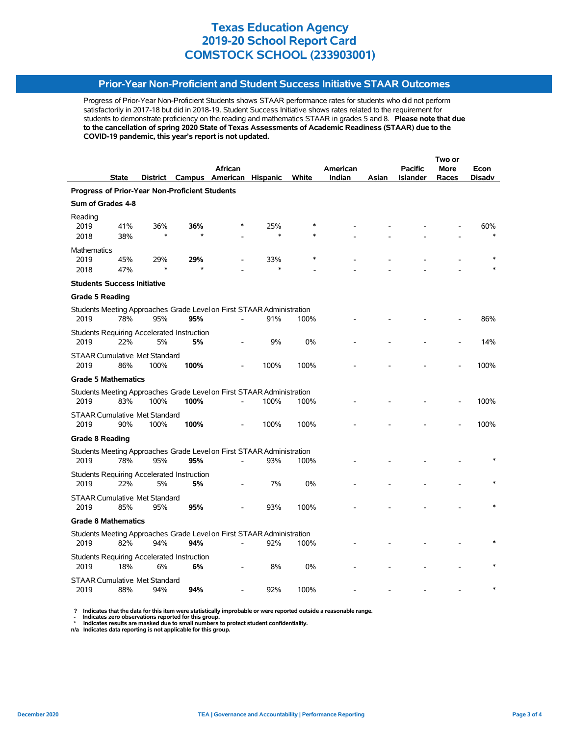# Texas Education Agency
# 2019-20 School Report Card
# COMSTOCK SCHOOL (233903001)

## Prior-Year Non-Proficient and Student Success Initiative STAAR Outcomes

Progress of Prior-Year Non-Proficient Students shows STAAR performance rates for students who did not perform satisfactorily in 2017-18 but did in 2018-19. Student Success Initiative shows rates related to the requirement for students to demonstrate proficiency on the reading and mathematics STAAR in grades 5 and 8. **Please note that due to the cancellation of spring 2020 State of Texas Assessments of Academic Readiness (STAAR) due to the COVID-19 pandemic, this year's report is not updated.**

| | State | District | Campus | African American | Hispanic | White | American Indian | Asian | Pacific Islander | Two or More Races | Econ Disadv |
|---|---|---|---|---|---|---|---|---|---|---|---|
| **Progress of Prior-Year Non-Proficient Students** | | | | | | | | | | | |
| **Sum of Grades 4-8** | | | | | | | | | | | |
| Reading | | | | | | | | | | | |
| 2019 | 41% | 36% | **36%** | * | 25% | * | - | - | - | - | 60% |
| 2018 | 38% | * | * | - | * | * | - | - | - | - | * |
| Mathematics | | | | | | | | | | | |
| 2019 | 45% | 29% | **29%** | - | 33% | * | - | - | - | - | * |
| 2018 | 47% | * | * | - | * | - | - | - | - | - | * |
| **Students Success Initiative** | | | | | | | | | | | |
| **Grade 5 Reading** | | | | | | | | | | | |
| Students Meeting Approaches Grade Level on First STAAR Administration | | | | | | | | | | | |
| 2019 | 78% | 95% | **95%** | - | 91% | 100% | - | - | - | - | 86% |
| Students Requiring Accelerated Instruction | | | | | | | | | | | |
| 2019 | 22% | 5% | **5%** | - | 9% | 0% | - | - | - | - | 14% |
| STAAR Cumulative Met Standard | | | | | | | | | | | |
| 2019 | 86% | 100% | **100%** | - | 100% | 100% | - | - | - | - | 100% |
| **Grade 5 Mathematics** | | | | | | | | | | | |
| Students Meeting Approaches Grade Level on First STAAR Administration | | | | | | | | | | | |
| 2019 | 83% | 100% | **100%** | - | 100% | 100% | - | - | - | - | 100% |
| STAAR Cumulative Met Standard | | | | | | | | | | | |
| 2019 | 90% | 100% | **100%** | - | 100% | 100% | - | - | - | - | 100% |
| **Grade 8 Reading** | | | | | | | | | | | |
| Students Meeting Approaches Grade Level on First STAAR Administration | | | | | | | | | | | |
| 2019 | 78% | 95% | **95%** | - | 93% | 100% | - | - | - | - | * |
| Students Requiring Accelerated Instruction | | | | | | | | | | | |
| 2019 | 22% | 5% | **5%** | - | 7% | 0% | - | - | - | - | * |
| STAAR Cumulative Met Standard | | | | | | | | | | | |
| 2019 | 85% | 95% | **95%** | - | 93% | 100% | - | - | - | - | * |
| **Grade 8 Mathematics** | | | | | | | | | | | |
| Students Meeting Approaches Grade Level on First STAAR Administration | | | | | | | | | | | |
| 2019 | 82% | 94% | **94%** | - | 92% | 100% | - | - | - | - | * |
| Students Requiring Accelerated Instruction | | | | | | | | | | | |
| 2019 | 18% | 6% | **6%** | - | 8% | 0% | - | - | - | - | * |
| STAAR Cumulative Met Standard | | | | | | | | | | | |
| 2019 | 88% | 94% | **94%** | - | 92% | 100% | - | - | - | - | * |

**?** Indicates that the data for this item were statistically improbable or were reported outside a reasonable range.
**-** Indicates zero observations reported for this group.
**\*** Indicates results are masked due to small numbers to protect student confidentiality.
**n/a** Indicates data reporting is not applicable for this group.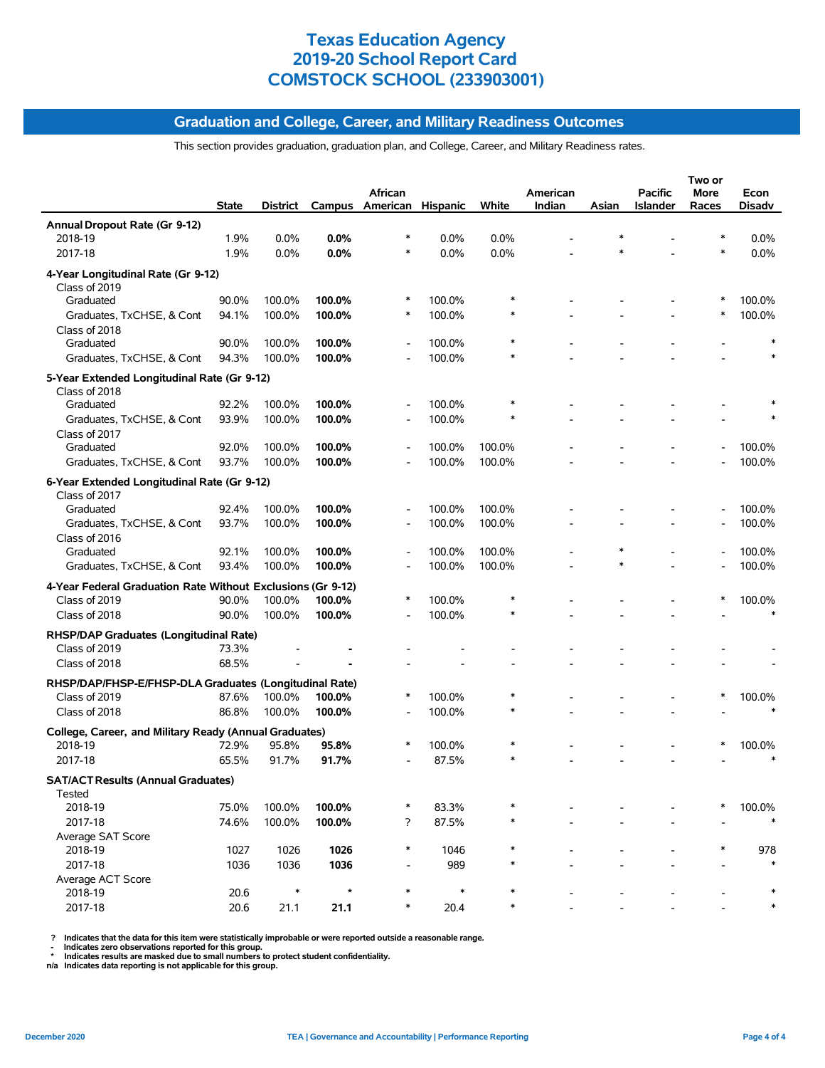# Texas Education Agency
# 2019-20 School Report Card
# COMSTOCK SCHOOL (233903001)

## Graduation and College, Career, and Military Readiness Outcomes

This section provides graduation, graduation plan, and College, Career, and Military Readiness rates.

| | State | District | Campus | African American | Hispanic | White | American Indian | Asian | Pacific Islander | Two or More Races | Econ Disadv |
|---|---|---|---|---|---|---|---|---|---|---|---|
| **Annual Dropout Rate (Gr 9-12)** | | | | | | | | | | | |
| 2018-19 | 1.9% | 0.0% | **0.0%** | * | 0.0% | 0.0% | - | * | - | * | 0.0% |
| 2017-18 | 1.9% | 0.0% | **0.0%** | * | 0.0% | 0.0% | - | * | - | * | 0.0% |
| **4-Year Longitudinal Rate (Gr 9-12)** | | | | | | | | | | | |
| Class of 2019 | | | | | | | | | | | |
| Graduated | 90.0% | 100.0% | **100.0%** | * | 100.0% | * | - | - | - | * | 100.0% |
| Graduates, TxCHSE, & Cont | 94.1% | 100.0% | **100.0%** | * | 100.0% | * | - | - | - | * | 100.0% |
| Class of 2018 | | | | | | | | | | | |
| Graduated | 90.0% | 100.0% | **100.0%** | - | 100.0% | * | - | - | - | - | * |
| Graduates, TxCHSE, & Cont | 94.3% | 100.0% | **100.0%** | - | 100.0% | * | - | - | - | - | * |
| **5-Year Extended Longitudinal Rate (Gr 9-12)** | | | | | | | | | | | |
| Class of 2018 | | | | | | | | | | | |
| Graduated | 92.2% | 100.0% | **100.0%** | - | 100.0% | * | - | - | - | - | * |
| Graduates, TxCHSE, & Cont | 93.9% | 100.0% | **100.0%** | - | 100.0% | * | - | - | - | - | * |
| Class of 2017 | | | | | | | | | | | |
| Graduated | 92.0% | 100.0% | **100.0%** | - | 100.0% | 100.0% | - | - | - | - | 100.0% |
| Graduates, TxCHSE, & Cont | 93.7% | 100.0% | **100.0%** | - | 100.0% | 100.0% | - | - | - | - | 100.0% |
| **6-Year Extended Longitudinal Rate (Gr 9-12)** | | | | | | | | | | | |
| Class of 2017 | | | | | | | | | | | |
| Graduated | 92.4% | 100.0% | **100.0%** | - | 100.0% | 100.0% | - | - | - | - | 100.0% |
| Graduates, TxCHSE, & Cont | 93.7% | 100.0% | **100.0%** | - | 100.0% | 100.0% | - | - | - | - | 100.0% |
| Class of 2016 | | | | | | | | | | | |
| Graduated | 92.1% | 100.0% | **100.0%** | - | 100.0% | 100.0% | - | * | - | - | 100.0% |
| Graduates, TxCHSE, & Cont | 93.4% | 100.0% | **100.0%** | - | 100.0% | 100.0% | - | * | - | - | 100.0% |
| **4-Year Federal Graduation Rate Without Exclusions (Gr 9-12)** | | | | | | | | | | | |
| Class of 2019 | 90.0% | 100.0% | **100.0%** | * | 100.0% | * | - | - | - | * | 100.0% |
| Class of 2018 | 90.0% | 100.0% | **100.0%** | - | 100.0% | * | - | - | - | - | * |
| **RHSP/DAP Graduates (Longitudinal Rate)** | | | | | | | | | | | |
| Class of 2019 | 73.3% | - | **-** | - | - | - | - | - | - | - | - |
| Class of 2018 | 68.5% | - | **-** | - | - | - | - | - | - | - | - |
| **RHSP/DAP/FHSP-E/FHSP-DLA Graduates (Longitudinal Rate)** | | | | | | | | | | | |
| Class of 2019 | 87.6% | 100.0% | **100.0%** | * | 100.0% | * | - | - | - | * | 100.0% |
| Class of 2018 | 86.8% | 100.0% | **100.0%** | - | 100.0% | * | - | - | - | - | * |
| **College, Career, and Military Ready (Annual Graduates)** | | | | | | | | | | | |
| 2018-19 | 72.9% | 95.8% | **95.8%** | * | 100.0% | * | - | - | - | * | 100.0% |
| 2017-18 | 65.5% | 91.7% | **91.7%** | - | 87.5% | * | - | - | - | - | * |
| **SAT/ACT Results (Annual Graduates)** | | | | | | | | | | | |
| Tested | | | | | | | | | | | |
| 2018-19 | 75.0% | 100.0% | **100.0%** | * | 83.3% | * | - | - | - | * | 100.0% |
| 2017-18 | 74.6% | 100.0% | **100.0%** | ? | 87.5% | * | - | - | - | - | * |
| Average SAT Score | | | | | | | | | | | |
| 2018-19 | 1027 | 1026 | **1026** | * | 1046 | * | - | - | - | * | 978 |
| 2017-18 | 1036 | 1036 | **1036** | - | 989 | * | - | - | - | - | * |
| Average ACT Score | | | | | | | | | | | |
| 2018-19 | 20.6 | * | * | * | * | * | - | - | - | - | * |
| 2017-18 | 20.6 | 21.1 | **21.1** | * | 20.4 | * | - | - | - | - | * |

? Indicates that the data for this item were statistically improbable or were reported outside a reasonable range.
- Indicates zero observations reported for this group.
* Indicates results are masked due to small numbers to protect student confidentiality.
n/a Indicates data reporting is not applicable for this group.